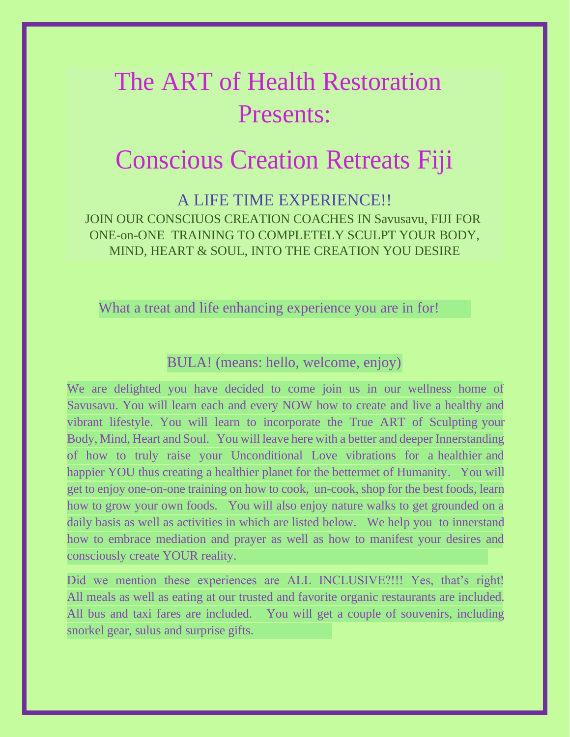# The ART of Health Restoration Presents:

# Conscious Creation Retreats Fiji

## A LIFE TIME EXPERIENCE!!

JOIN OUR CONSCIUOS CREATION COACHES IN Savusavu, FIJI FOR ONE-on-ONE TRAINING TO COMPLETELY SCULPT YOUR BODY, MIND, HEART & SOUL, INTO THE CREATION YOU DESIRE

What a treat and life enhancing experience you are in for!

BULA! (means: hello, welcome, enjoy)

We are delighted you have decided to come join us in our wellness home of Savusavu. You will learn each and every NOW how to create and live a healthy and vibrant lifestyle. You will learn to incorporate the True ART of Sculpting your Body, Mind, Heart and Soul. You will leave here with a better and deeper Innerstanding of how to truly raise your Unconditional Love vibrations for a healthier and happier YOU thus creating a healthier planet for the bettermet of Humanity. You will get to enjoy one-on-one training on how to cook, un-cook, shop for the best foods, learn how to grow your own foods. You will also enjoy nature walks to get grounded on a daily basis as well as activities in which are listed below. We help you to innerstand how to embrace mediation and prayer as well as how to manifest your desires and consciously create YOUR reality.

Did we mention these experiences are ALL INCLUSIVE?!!! Yes, that's right! All meals as well as eating at our trusted and favorite organic restaurants are included. All bus and taxi fares are included. You will get a couple of souvenirs, including snorkel gear, sulus and surprise gifts.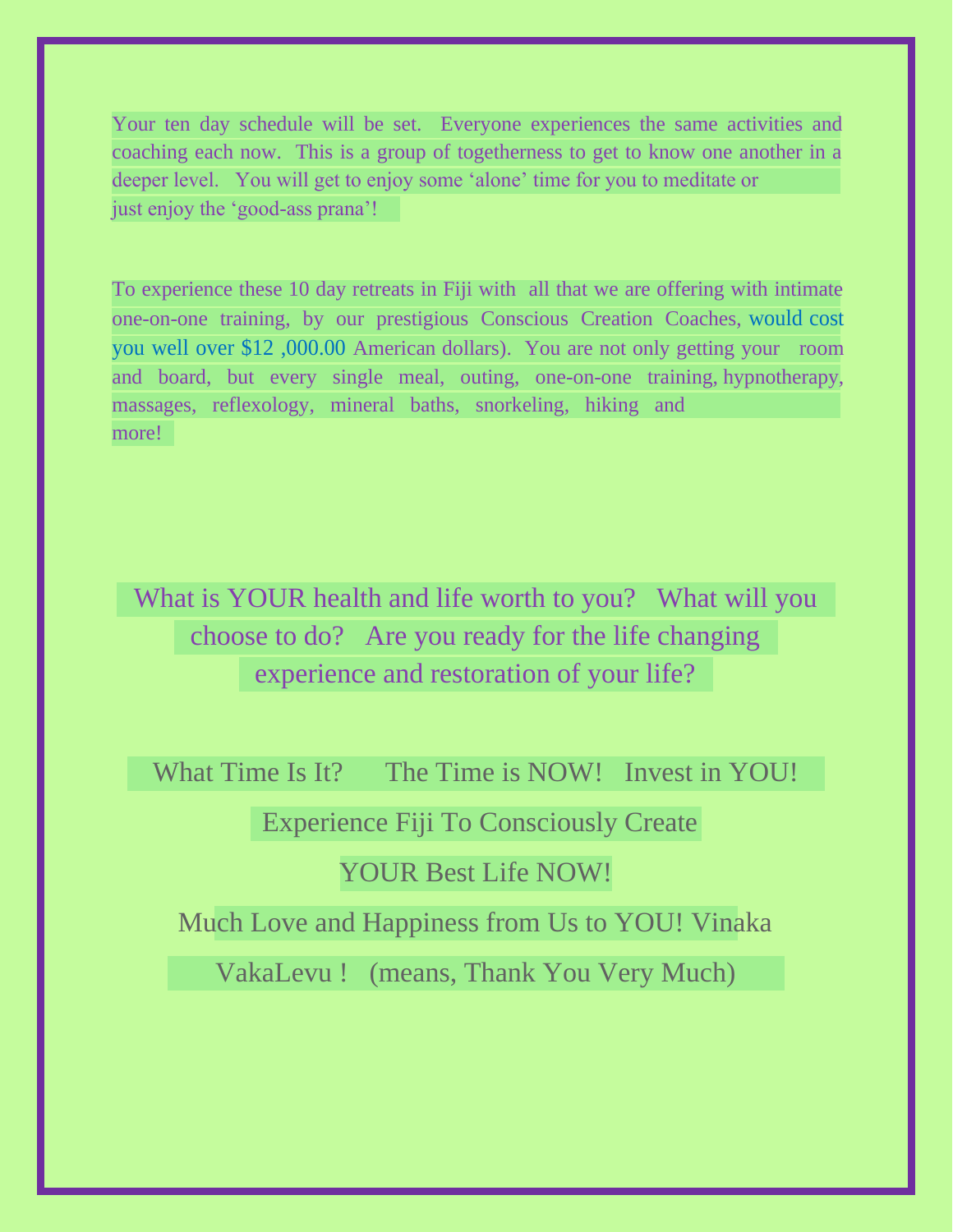Your ten day schedule will be set. Everyone experiences the same activities and coaching each now. This is a group of togetherness to get to know one another in a deeper level. You will get to enjoy some 'alone' time for you to meditate or just enjoy the 'good-ass prana'!

To experience these 10 day retreats in Fiji with all that we are offering with intimate one-on-one training, by our prestigious Conscious Creation Coaches, would cost you well over $12 ,000.00 American dollars). You are not only getting your room and board, but every single meal, outing, one-on-one training, hypnotherapy, massages, reflexology, mineral baths, snorkeling, hiking and more!

What is YOUR health and life worth to you? What will you choose to do? Are you ready for the life changing experience and restoration of your life?

What Time Is It? The Time is NOW! Invest in YOU!

Experience Fiji To Consciously Create

YOUR Best Life NOW!

Much Love and Happiness from Us to YOU! Vinaka VakaLevu ! (means, Thank You Very Much)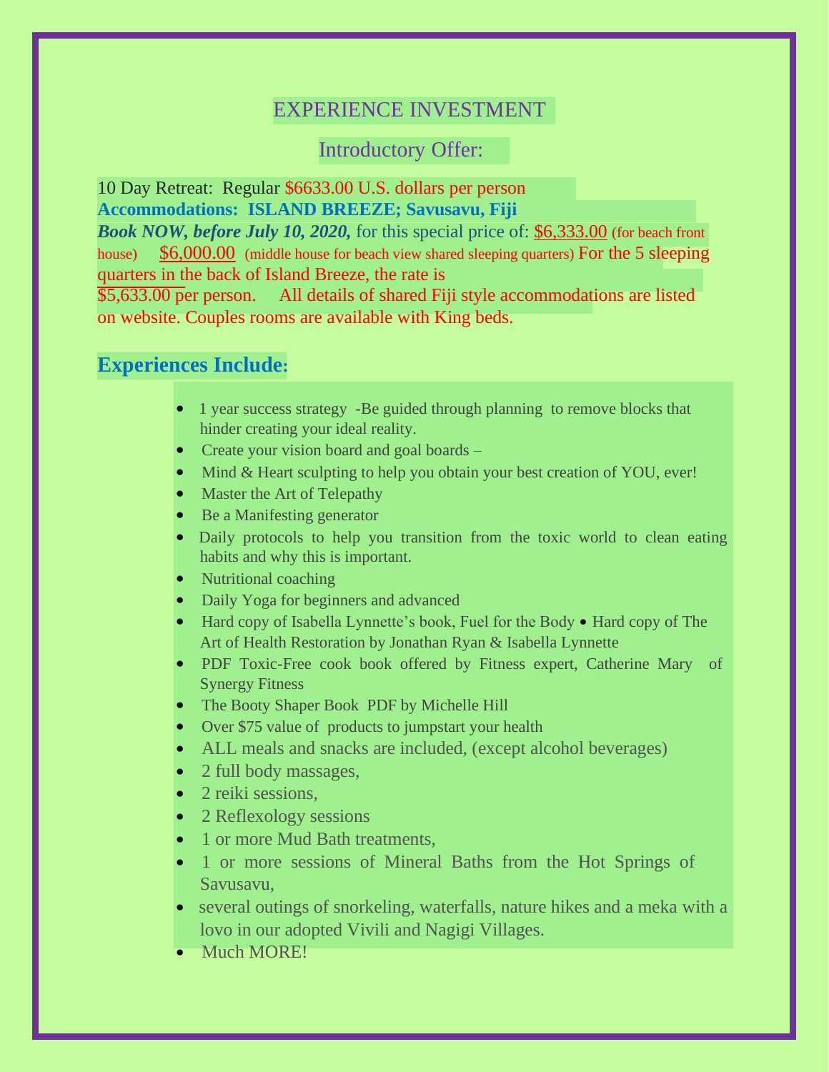# EXPERIENCE INVESTMENT

## Introductory Offer:

10 Day Retreat: Regular $6633.00 U.S. dollars per person
**Accommodations: ISLAND BREEZE; Savusavu, Fiji**
***Book NOW, before July 10, 2020,*** for this special price of: $6,333.00 (for beach front house) $6,000.00 (middle house for beach view shared sleeping quarters) For the 5 sleeping quarters in the back of Island Breeze, the rate is
$5,633.00 per person. All details of shared Fiji style accommodations are listed on website. Couples rooms are available with King beds.

## Experiences Include:

- 1 year success strategy -Be guided through planning to remove blocks that hinder creating your ideal reality.
- Create your vision board and goal boards –
- Mind & Heart sculpting to help you obtain your best creation of YOU, ever!
- Master the Art of Telepathy
- Be a Manifesting generator
- Daily protocols to help you transition from the toxic world to clean eating habits and why this is important.
- Nutritional coaching
- Daily Yoga for beginners and advanced
- Hard copy of Isabella Lynnette's book, Fuel for the Body • Hard copy of The Art of Health Restoration by Jonathan Ryan & Isabella Lynnette
- PDF Toxic-Free cook book offered by Fitness expert, Catherine Mary of Synergy Fitness
- The Booty Shaper Book PDF by Michelle Hill
- Over $75 value of products to jumpstart your health
- ALL meals and snacks are included, (except alcohol beverages)
- 2 full body massages,
- 2 reiki sessions,
- 2 Reflexology sessions
- 1 or more Mud Bath treatments,
- 1 or more sessions of Mineral Baths from the Hot Springs of Savusavu,
- several outings of snorkeling, waterfalls, nature hikes and a meka with a lovo in our adopted Vivili and Nagigi Villages.
- Much MORE!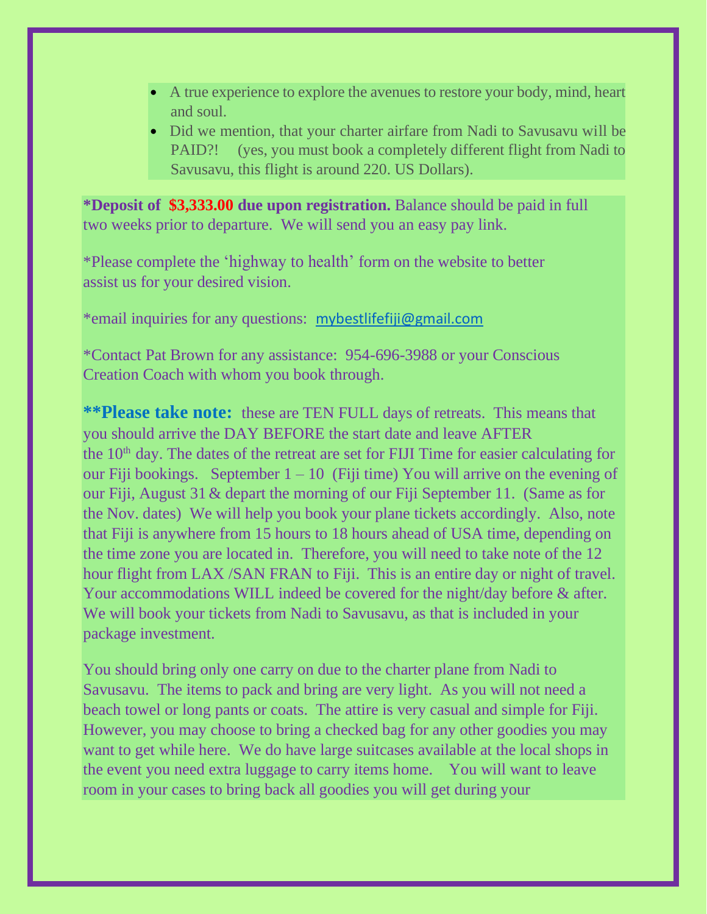- A true experience to explore the avenues to restore your body, mind, heart and soul.
- Did we mention, that your charter airfare from Nadi to Savusavu will be PAID?! (yes, you must book a completely different flight from Nadi to Savusavu, this flight is around 220. US Dollars).

**\*Deposit of $3,333.00 due upon registration.** Balance should be paid in full two weeks prior to departure. We will send you an easy pay link.

*Please complete the 'highway to health' form on the website to better assist us for your desired vision.

*email inquiries for any questions: mybestlifefiji@gmail.com

*Contact Pat Brown for any assistance: 954-696-3988 or your Conscious Creation Coach with whom you book through.

**\*\*Please take note:** these are TEN FULL days of retreats. This means that you should arrive the DAY BEFORE the start date and leave AFTER the 10th day. The dates of the retreat are set for FIJI Time for easier calculating for our Fiji bookings. September 1 – 10 (Fiji time) You will arrive on the evening of our Fiji, August 31 & depart the morning of our Fiji September 11. (Same as for the Nov. dates) We will help you book your plane tickets accordingly. Also, note that Fiji is anywhere from 15 hours to 18 hours ahead of USA time, depending on the time zone you are located in. Therefore, you will need to take note of the 12 hour flight from LAX /SAN FRAN to Fiji. This is an entire day or night of travel. Your accommodations WILL indeed be covered for the night/day before & after. We will book your tickets from Nadi to Savusavu, as that is included in your package investment.

You should bring only one carry on due to the charter plane from Nadi to Savusavu. The items to pack and bring are very light. As you will not need a beach towel or long pants or coats. The attire is very casual and simple for Fiji. However, you may choose to bring a checked bag for any other goodies you may want to get while here. We do have large suitcases available at the local shops in the event you need extra luggage to carry items home. You will want to leave room in your cases to bring back all goodies you will get during your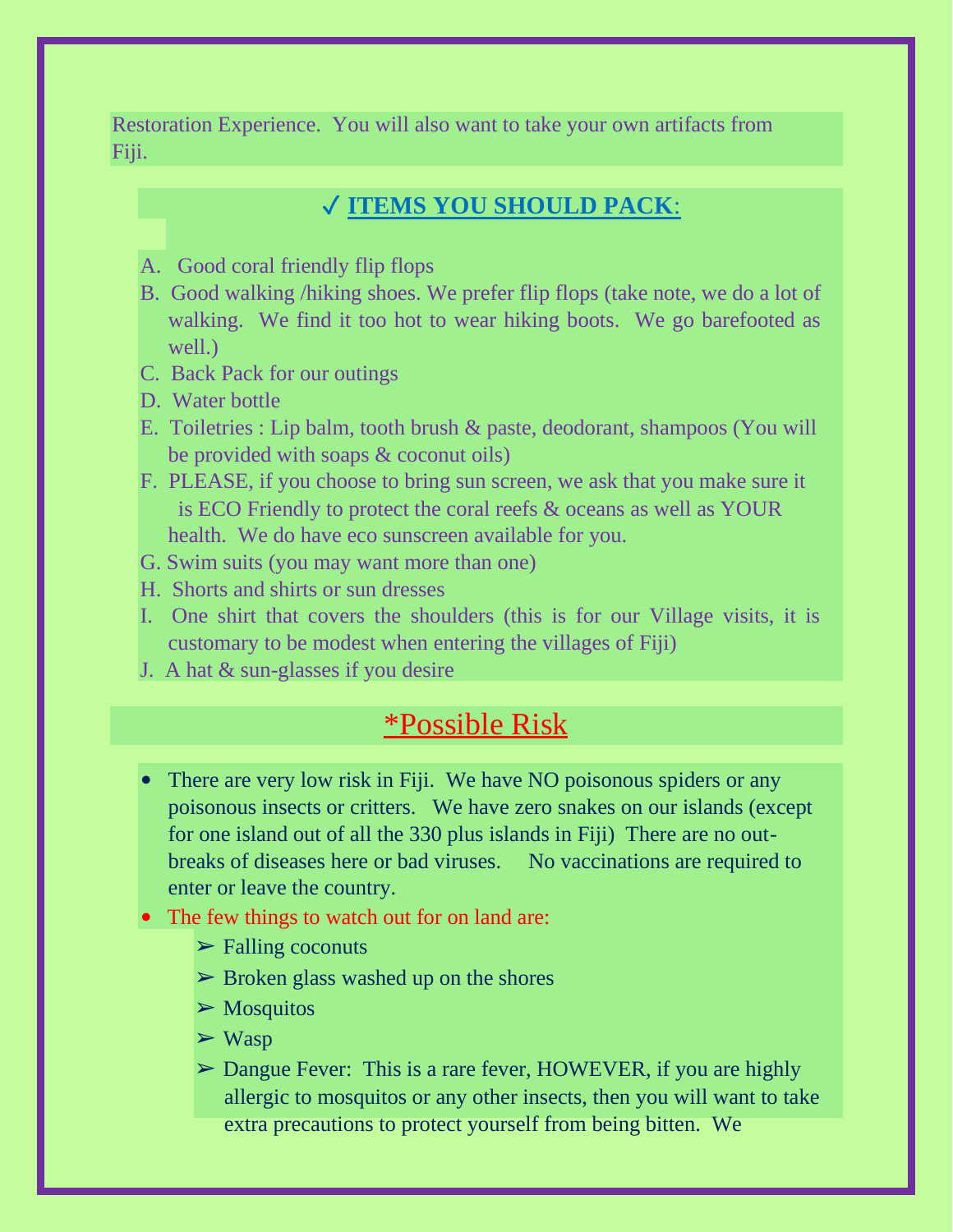Restoration Experience. You will also want to take your own artifacts from Fiji.

## ✓ ITEMS YOU SHOULD PACK:

A. Good coral friendly flip flops
B. Good walking /hiking shoes. We prefer flip flops (take note, we do a lot of walking. We find it too hot to wear hiking boots. We go barefooted as well.)
C. Back Pack for our outings
D. Water bottle
E. Toiletries : Lip balm, tooth brush & paste, deodorant, shampoos (You will be provided with soaps & coconut oils)
F. PLEASE, if you choose to bring sun screen, we ask that you make sure it is ECO Friendly to protect the coral reefs & oceans as well as YOUR health. We do have eco sunscreen available for you.
G. Swim suits (you may want more than one)
H. Shorts and shirts or sun dresses
I. One shirt that covers the shoulders (this is for our Village visits, it is customary to be modest when entering the villages of Fiji)
J. A hat & sun-glasses if you desire

## *Possible Risk

- There are very low risk in Fiji. We have NO poisonous spiders or any poisonous insects or critters. We have zero snakes on our islands (except for one island out of all the 330 plus islands in Fiji) There are no out-breaks of diseases here or bad viruses. No vaccinations are required to enter or leave the country.
- The few things to watch out for on land are:
  - Falling coconuts
  - Broken glass washed up on the shores
  - Mosquitos
  - Wasp
  - Dangue Fever: This is a rare fever, HOWEVER, if you are highly allergic to mosquitos or any other insects, then you will want to take extra precautions to protect yourself from being bitten. We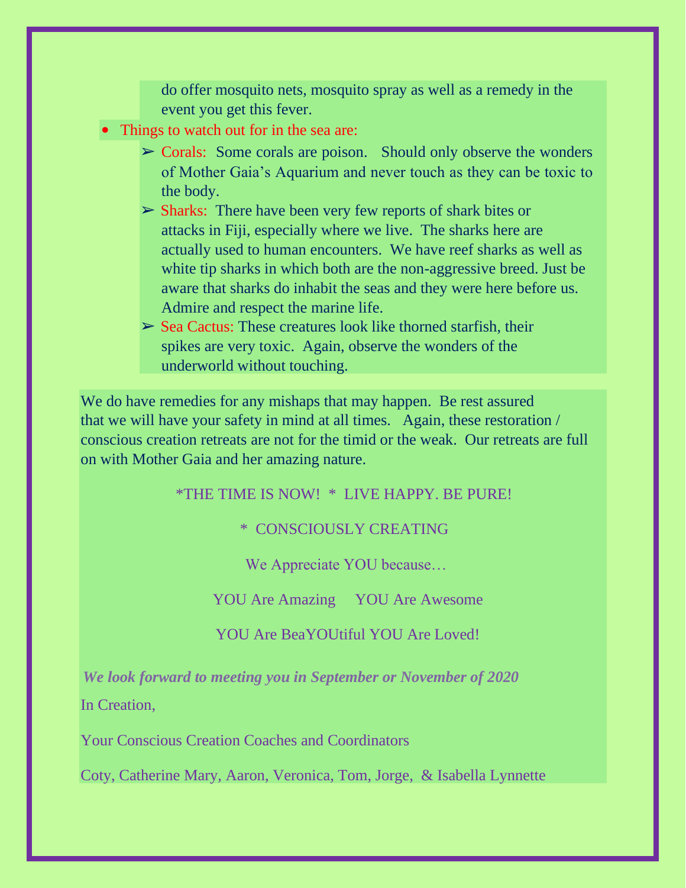do offer mosquito nets, mosquito spray as well as a remedy in the event you get this fever.

- Things to watch out for in the sea are:
  - Corals: Some corals are poison. Should only observe the wonders of Mother Gaia's Aquarium and never touch as they can be toxic to the body.
  - Sharks: There have been very few reports of shark bites or attacks in Fiji, especially where we live. The sharks here are actually used to human encounters. We have reef sharks as well as white tip sharks in which both are the non-aggressive breed. Just be aware that sharks do inhabit the seas and they were here before us. Admire and respect the marine life.
  - Sea Cactus: These creatures look like thorned starfish, their spikes are very toxic. Again, observe the wonders of the underworld without touching.

We do have remedies for any mishaps that may happen. Be rest assured that we will have your safety in mind at all times. Again, these restoration / conscious creation retreats are not for the timid or the weak. Our retreats are full on with Mother Gaia and her amazing nature.

*THE TIME IS NOW! * LIVE HAPPY. BE PURE!

* CONSCIOUSLY CREATING

We Appreciate YOU because…

YOU Are Amazing YOU Are Awesome

YOU Are BeaYOUtiful YOU Are Loved!

***We look forward to meeting you in September or November of 2020***

In Creation,

Your Conscious Creation Coaches and Coordinators

Coty, Catherine Mary, Aaron, Veronica, Tom, Jorge, & Isabella Lynnette